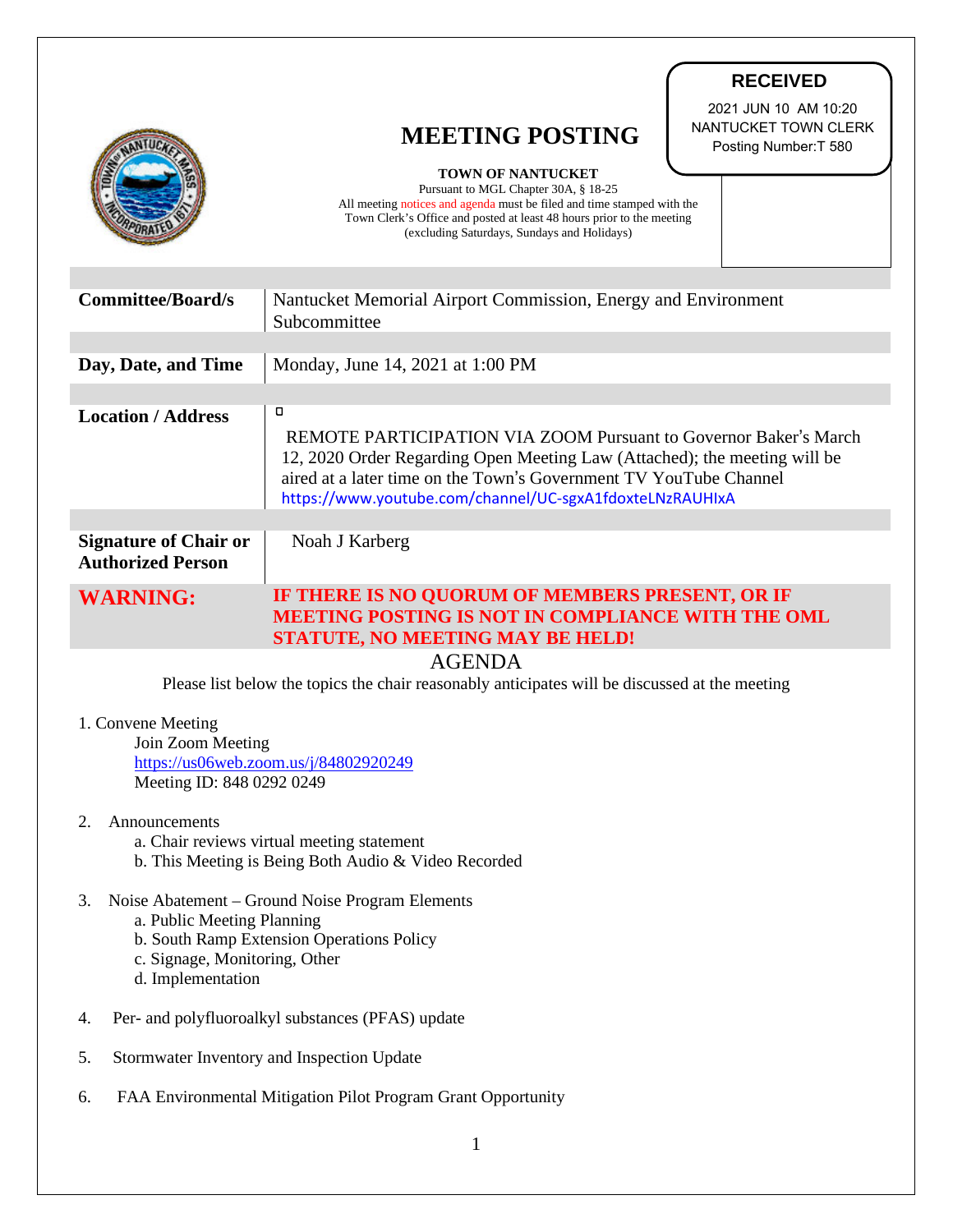**RECEIVED**

2021 JUN 10 AM 10:20
NANTUCKET TOWN CLERK
Posting Number:T 580

# MEETING POSTING

**TOWN OF NANTUCKET**
Pursuant to MGL Chapter 30A, § 18-25
All meeting notices and agenda must be filed and time stamped with the Town Clerk's Office and posted at least 48 hours prior to the meeting (excluding Saturdays, Sundays and Holidays)

| | |
|---|---|
| **Committee/Board/s** | Nantucket Memorial Airport Commission, Energy and Environment Subcommittee |
| **Day, Date, and Time** | Monday, June 14, 2021 at 1:00 PM |
| **Location / Address** | REMOTE PARTICIPATION VIA ZOOM Pursuant to Governor Baker's March 12, 2020 Order Regarding Open Meeting Law (Attached); the meeting will be aired at a later time on the Town's Government TV YouTube Channel https://www.youtube.com/channel/UC-sgxA1fdoxteLNzRAUHIxA |
| **Signature of Chair or Authorized Person** | Noah J Karberg |
| **WARNING:** | **IF THERE IS NO QUORUM OF MEMBERS PRESENT, OR IF MEETING POSTING IS NOT IN COMPLIANCE WITH THE OML STATUTE, NO MEETING MAY BE HELD!** |

## AGENDA

Please list below the topics the chair reasonably anticipates will be discussed at the meeting

1. Convene Meeting
   Join Zoom Meeting
   https://us06web.zoom.us/j/84802920249
   Meeting ID: 848 0292 0249

2. Announcements
   a. Chair reviews virtual meeting statement
   b. This Meeting is Being Both Audio & Video Recorded

3. Noise Abatement – Ground Noise Program Elements
   a. Public Meeting Planning
   b. South Ramp Extension Operations Policy
   c. Signage, Monitoring, Other
   d. Implementation

4. Per- and polyfluoroalkyl substances (PFAS) update

5. Stormwater Inventory and Inspection Update

6. FAA Environmental Mitigation Pilot Program Grant Opportunity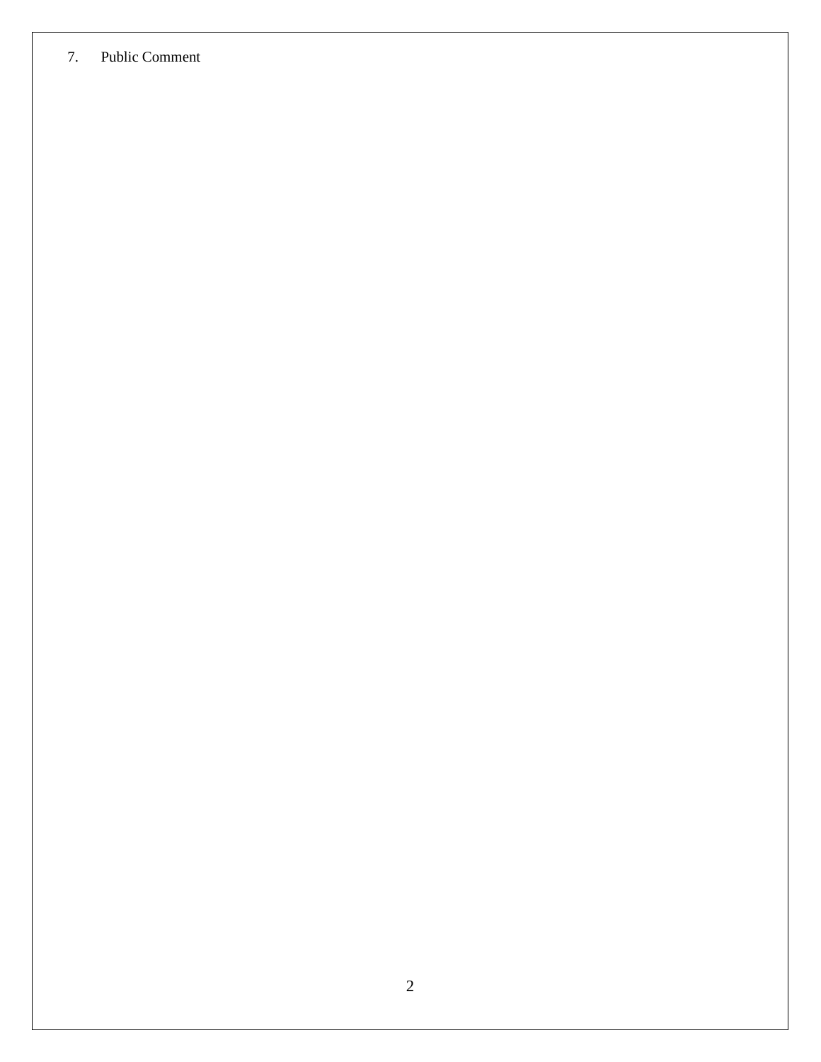7. Public Comment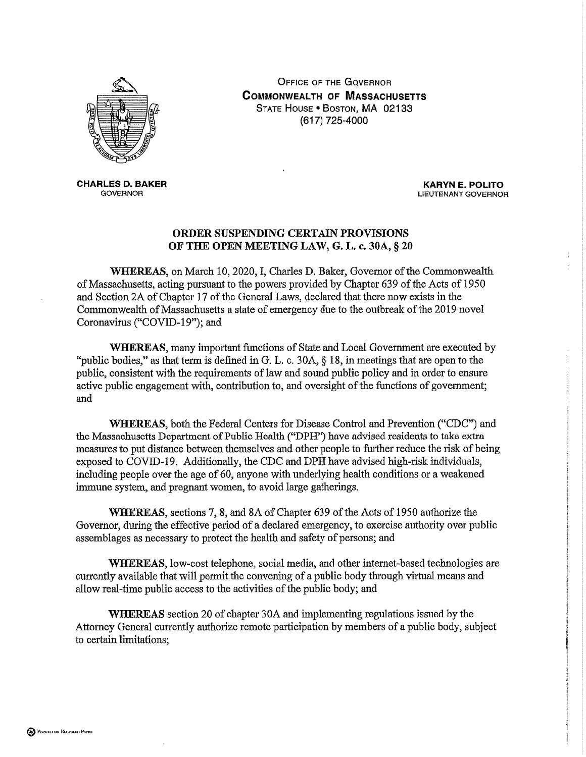OFFICE OF THE GOVERNOR
**COMMONWEALTH OF MASSACHUSETTS**
STATE HOUSE • BOSTON, MA 02133
(617) 725-4000

**CHARLES D. BAKER**
GOVERNOR

**KARYN E. POLITO**
LIEUTENANT GOVERNOR

## ORDER SUSPENDING CERTAIN PROVISIONS OF THE OPEN MEETING LAW, G. L. c. 30A, § 20

**WHEREAS**, on March 10, 2020, I, Charles D. Baker, Governor of the Commonwealth of Massachusetts, acting pursuant to the powers provided by Chapter 639 of the Acts of 1950 and Section 2A of Chapter 17 of the General Laws, declared that there now exists in the Commonwealth of Massachusetts a state of emergency due to the outbreak of the 2019 novel Coronavirus ("COVID-19"); and

**WHEREAS**, many important functions of State and Local Government are executed by "public bodies," as that term is defined in G. L. c. 30A, § 18, in meetings that are open to the public, consistent with the requirements of law and sound public policy and in order to ensure active public engagement with, contribution to, and oversight of the functions of government; and

**WHEREAS**, both the Federal Centers for Disease Control and Prevention ("CDC") and the Massachusetts Department of Public Health ("DPH") have advised residents to take extra measures to put distance between themselves and other people to further reduce the risk of being exposed to COVID-19. Additionally, the CDC and DPH have advised high-risk individuals, including people over the age of 60, anyone with underlying health conditions or a weakened immune system, and pregnant women, to avoid large gatherings.

**WHEREAS**, sections 7, 8, and 8A of Chapter 639 of the Acts of 1950 authorize the Governor, during the effective period of a declared emergency, to exercise authority over public assemblages as necessary to protect the health and safety of persons; and

**WHEREAS**, low-cost telephone, social media, and other internet-based technologies are currently available that will permit the convening of a public body through virtual means and allow real-time public access to the activities of the public body; and

**WHEREAS** section 20 of chapter 30A and implementing regulations issued by the Attorney General currently authorize remote participation by members of a public body, subject to certain limitations;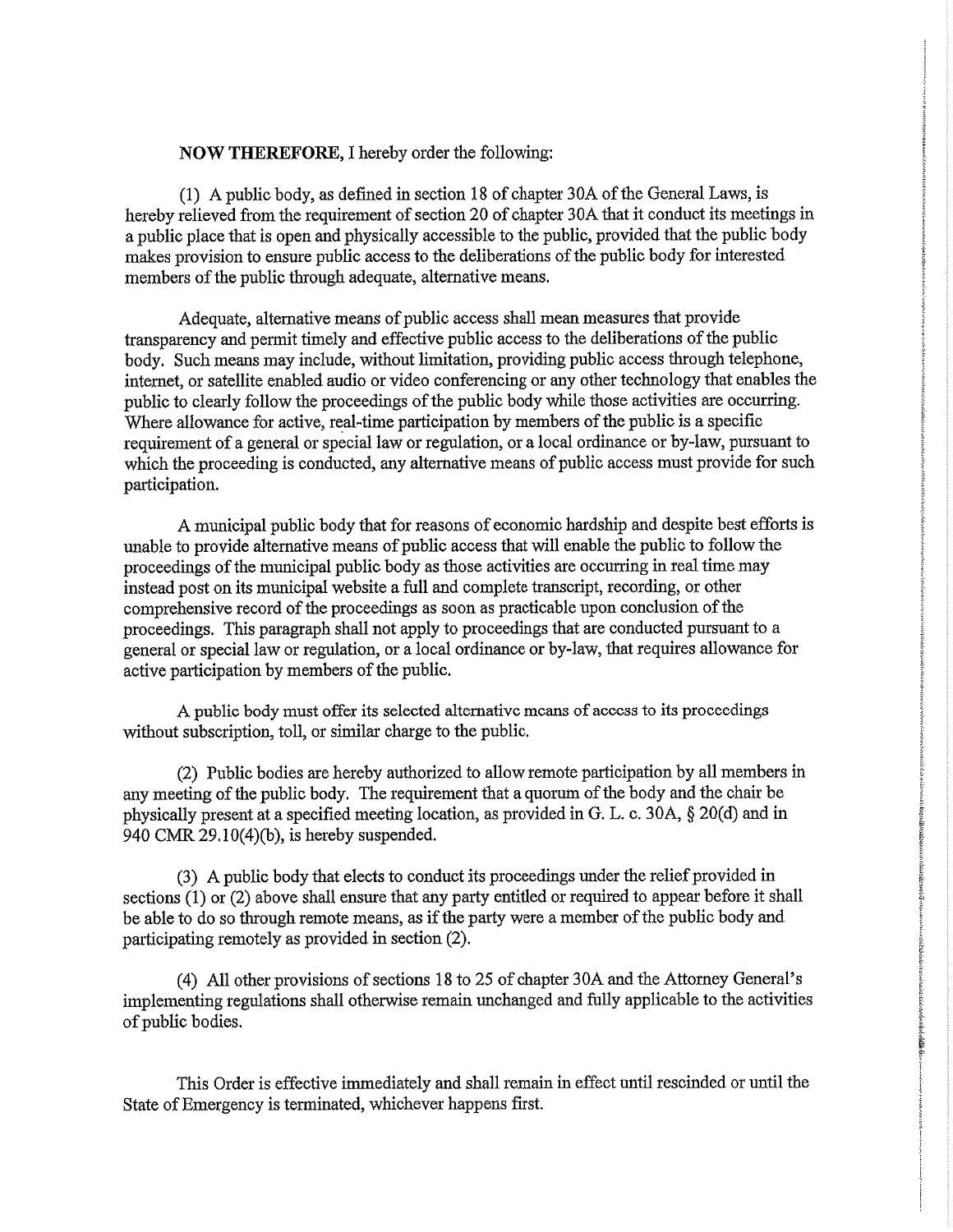**NOW THEREFORE,** I hereby order the following:

(1) A public body, as defined in section 18 of chapter 30A of the General Laws, is hereby relieved from the requirement of section 20 of chapter 30A that it conduct its meetings in a public place that is open and physically accessible to the public, provided that the public body makes provision to ensure public access to the deliberations of the public body for interested members of the public through adequate, alternative means.

Adequate, alternative means of public access shall mean measures that provide transparency and permit timely and effective public access to the deliberations of the public body. Such means may include, without limitation, providing public access through telephone, internet, or satellite enabled audio or video conferencing or any other technology that enables the public to clearly follow the proceedings of the public body while those activities are occurring. Where allowance for active, real-time participation by members of the public is a specific requirement of a general or special law or regulation, or a local ordinance or by-law, pursuant to which the proceeding is conducted, any alternative means of public access must provide for such participation.

A municipal public body that for reasons of economic hardship and despite best efforts is unable to provide alternative means of public access that will enable the public to follow the proceedings of the municipal public body as those activities are occurring in real time may instead post on its municipal website a full and complete transcript, recording, or other comprehensive record of the proceedings as soon as practicable upon conclusion of the proceedings. This paragraph shall not apply to proceedings that are conducted pursuant to a general or special law or regulation, or a local ordinance or by-law, that requires allowance for active participation by members of the public.

A public body must offer its selected alternative means of access to its proceedings without subscription, toll, or similar charge to the public.

(2) Public bodies are hereby authorized to allow remote participation by all members in any meeting of the public body. The requirement that a quorum of the body and the chair be physically present at a specified meeting location, as provided in G. L. c. 30A, § 20(d) and in 940 CMR 29.10(4)(b), is hereby suspended.

(3) A public body that elects to conduct its proceedings under the relief provided in sections (1) or (2) above shall ensure that any party entitled or required to appear before it shall be able to do so through remote means, as if the party were a member of the public body and participating remotely as provided in section (2).

(4) All other provisions of sections 18 to 25 of chapter 30A and the Attorney General's implementing regulations shall otherwise remain unchanged and fully applicable to the activities of public bodies.

This Order is effective immediately and shall remain in effect until rescinded or until the State of Emergency is terminated, whichever happens first.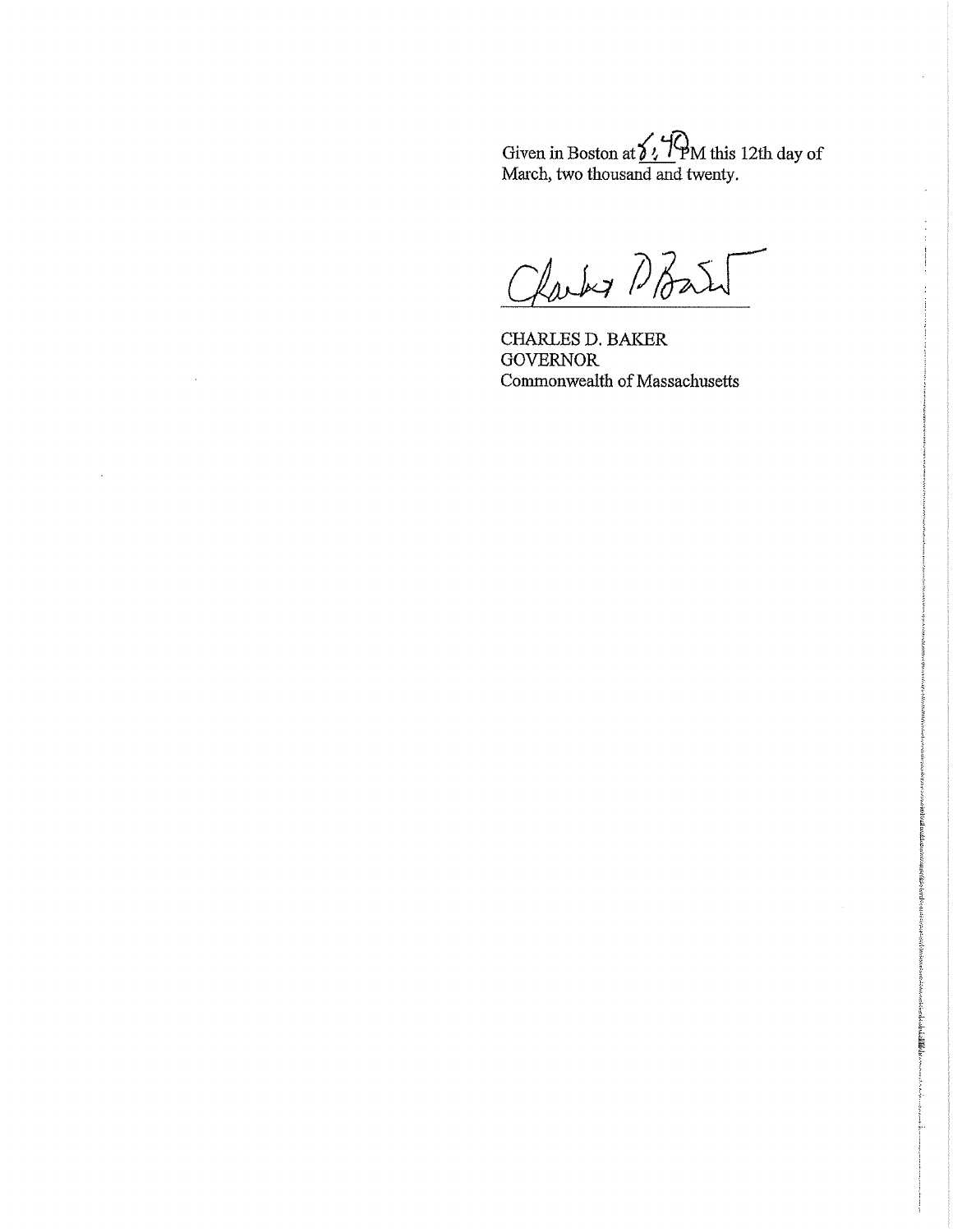Given in Boston at 5:40 PM this 12th day of March, two thousand and twenty.

Charles D. Baker

CHARLES D. BAKER
GOVERNOR
Commonwealth of Massachusetts